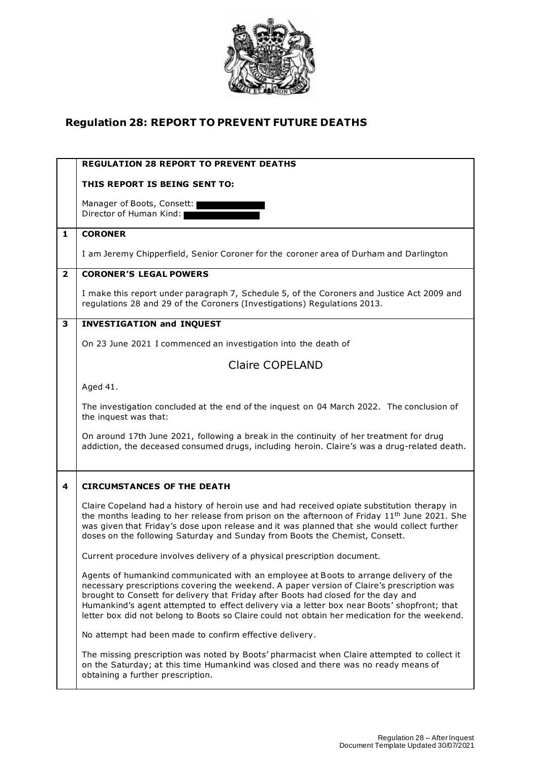# Regulation 28: REPORT TO PREVENT FUTURE DEATHS

| | **REGULATION 28 REPORT TO PREVENT DEATHS**<br><br>**THIS REPORT IS BEING SENT TO:**<br><br>Manager of Boots, Consett: [REDACTED]<br>Director of Human Kind: [REDACTED] |
|---|---|
| **1** | **CORONER**<br><br>I am Jeremy Chipperfield, Senior Coroner for the coroner area of Durham and Darlington |
| **2** | **CORONER'S LEGAL POWERS**<br><br>I make this report under paragraph 7, Schedule 5, of the Coroners and Justice Act 2009 and regulations 28 and 29 of the Coroners (Investigations) Regulations 2013. |
| **3** | **INVESTIGATION and INQUEST**<br><br>On 23 June 2021 I commenced an investigation into the death of<br><br>Claire COPELAND<br><br>Aged 41.<br><br>The investigation concluded at the end of the inquest on 04 March 2022. The conclusion of the inquest was that:<br><br>On around 17th June 2021, following a break in the continuity of her treatment for drug addiction, the deceased consumed drugs, including heroin. Claire's was a drug-related death. |
| **4** | **CIRCUMSTANCES OF THE DEATH**<br><br>Claire Copeland had a history of heroin use and had received opiate substitution therapy in the months leading to her release from prison on the afternoon of Friday 11th June 2021. She was given that Friday's dose upon release and it was planned that she would collect further doses on the following Saturday and Sunday from Boots the Chemist, Consett.<br><br>Current procedure involves delivery of a physical prescription document.<br><br>Agents of humankind communicated with an employee at Boots to arrange delivery of the necessary prescriptions covering the weekend. A paper version of Claire's prescription was brought to Consett for delivery that Friday after Boots had closed for the day and Humankind's agent attempted to effect delivery via a letter box near Boots' shopfront; that letter box did not belong to Boots so Claire could not obtain her medication for the weekend.<br><br>No attempt had been made to confirm effective delivery.<br><br>The missing prescription was noted by Boots' pharmacist when Claire attempted to collect it on the Saturday; at this time Humankind was closed and there was no ready means of obtaining a further prescription. |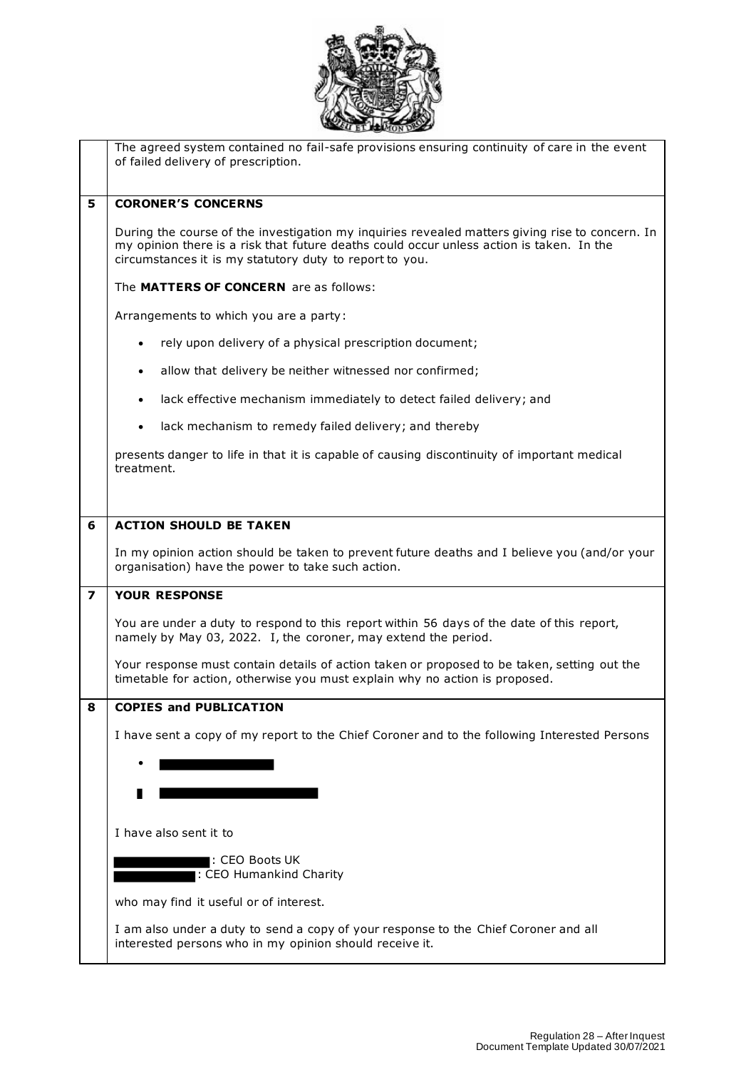The agreed system contained no fail-safe provisions ensuring continuity of care in the event of failed delivery of prescription.

## 5 CORONER'S CONCERNS

During the course of the investigation my inquiries revealed matters giving rise to concern. In my opinion there is a risk that future deaths could occur unless action is taken. In the circumstances it is my statutory duty to report to you.

The **MATTERS OF CONCERN** are as follows:

Arrangements to which you are a party:

- rely upon delivery of a physical prescription document;
- allow that delivery be neither witnessed nor confirmed;
- lack effective mechanism immediately to detect failed delivery; and
- lack mechanism to remedy failed delivery; and thereby

presents danger to life in that it is capable of causing discontinuity of important medical treatment.

## 6 ACTION SHOULD BE TAKEN

In my opinion action should be taken to prevent future deaths and I believe you (and/or your organisation) have the power to take such action.

## 7 YOUR RESPONSE

You are under a duty to respond to this report within 56 days of the date of this report, namely by May 03, 2022. I, the coroner, may extend the period.

Your response must contain details of action taken or proposed to be taken, setting out the timetable for action, otherwise you must explain why no action is proposed.

## 8 COPIES and PUBLICATION

I have sent a copy of my report to the Chief Coroner and to the following Interested Persons

- [REDACTED]
- [REDACTED]

I have also sent it to

[REDACTED]: CEO Boots UK
[REDACTED]: CEO Humankind Charity

who may find it useful or of interest.

I am also under a duty to send a copy of your response to the Chief Coroner and all interested persons who in my opinion should receive it.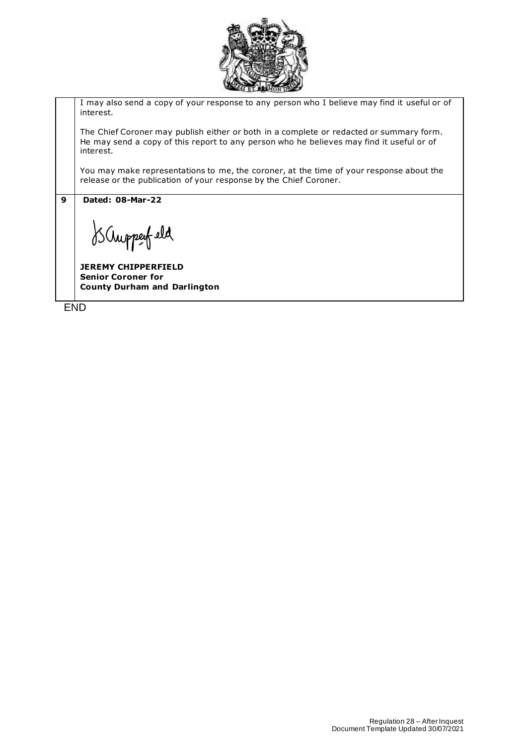| | |
|---|---|
| | I may also send a copy of your response to any person who I believe may find it useful or of interest.<br><br>The Chief Coroner may publish either or both in a complete or redacted or summary form. He may send a copy of this report to any person who he believes may find it useful or of interest.<br><br>You may make representations to me, the coroner, at the time of your response about the release or the publication of your response by the Chief Coroner. |
| **9** | **Dated: 08-Mar-22**<br><br>JS Chipperfield<br><br>**JEREMY CHIPPERFIELD**<br>**Senior Coroner for**<br>**County Durham and Darlington** |

END